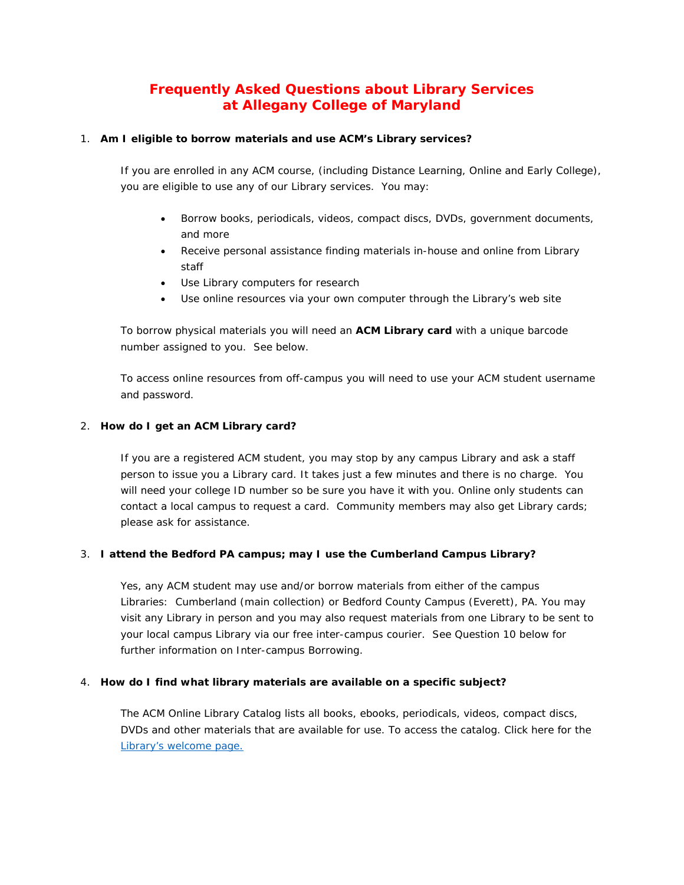# Frequently Asked Questions about Library Services at Allegany College of Maryland

1. **Am I eligible to borrow materials and use ACM's Library services?**

   If you are enrolled in any ACM course, (including Distance Learning, Online and Early College), you are eligible to use any of our Library services. You may:

   - Borrow books, periodicals, videos, compact discs, DVDs, government documents, and more
   - Receive personal assistance finding materials in-house and online from Library staff
   - Use Library computers for research
   - Use online resources via your own computer through the Library's web site

   To borrow physical materials you will need an **ACM Library card** with a unique barcode number assigned to you. See below.

   To access online resources from off-campus you will need to use your ACM student username and password.

2. **How do I get an ACM Library card?**

   If you are a registered ACM student, you may stop by any campus Library and ask a staff person to issue you a Library card. It takes just a few minutes and there is no charge. You will need your college ID number so be sure you have it with you. Online only students can contact a local campus to request a card. Community members may also get Library cards; please ask for assistance.

3. **I attend the Bedford PA campus; may I use the Cumberland Campus Library?**

   Yes, any ACM student may use and/or borrow materials from either of the campus Libraries: Cumberland (main collection) or Bedford County Campus (Everett), PA. You may visit any Library in person and you may also request materials from one Library to be sent to your local campus Library via our free inter-campus courier. See Question 10 below for further information on Inter-campus Borrowing.

4. **How do I find what library materials are available on a specific subject?**

   The ACM Online Library Catalog lists all books, ebooks, periodicals, videos, compact discs, DVDs and other materials that are available for use. To access the catalog. Click here for the Library's welcome page.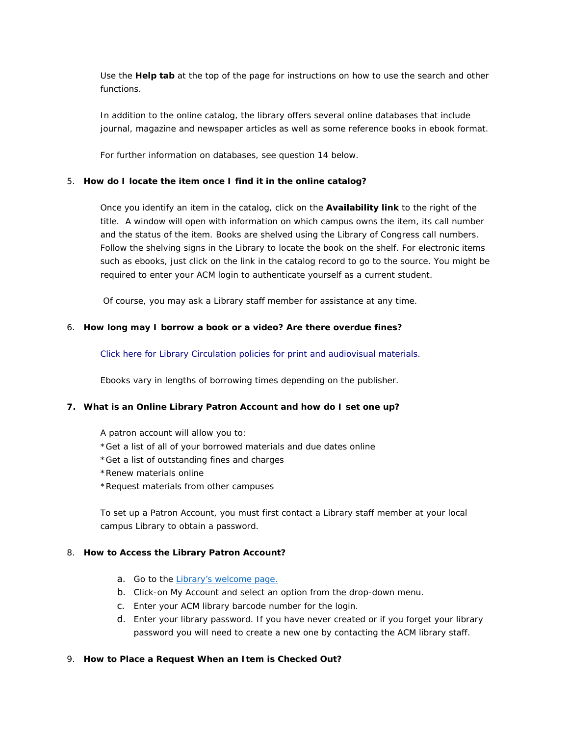Use the **Help tab** at the top of the page for instructions on how to use the search and other functions.

In addition to the online catalog, the library offers several online databases that include journal, magazine and newspaper articles as well as some reference books in ebook format.

For further information on databases, see question 14 below.

5. **How do I locate the item once I find it in the online catalog?**

   Once you identify an item in the catalog, click on the **Availability link** to the right of the title. A window will open with information on which campus owns the item, its call number and the status of the item. Books are shelved using the Library of Congress call numbers. Follow the shelving signs in the Library to locate the book on the shelf. For electronic items such as ebooks, just click on the link in the catalog record to go to the source. You might be required to enter your ACM login to authenticate yourself as a current student.

   Of course, you may ask a Library staff member for assistance at any time.

6. **How long may I borrow a book or a video? Are there overdue fines?**

   Click here for Library Circulation policies for print and audiovisual materials.

   Ebooks vary in lengths of borrowing times depending on the publisher.

7. **What is an Online Library Patron Account and how do I set one up?**

   A patron account will allow you to:
   *Get a list of all of your borrowed materials and due dates online
   *Get a list of outstanding fines and charges
   *Renew materials online
   *Request materials from other campuses

   To set up a Patron Account, you must first contact a Library staff member at your local campus Library to obtain a password.

8. **How to Access the Library Patron Account?**

   a. Go to the Library's welcome page.
   b. Click-on My Account and select an option from the drop-down menu.
   c. Enter your ACM library barcode number for the login.
   d. Enter your library password. If you have never created or if you forget your library password you will need to create a new one by contacting the ACM library staff.

9. **How to Place a Request When an Item is Checked Out?**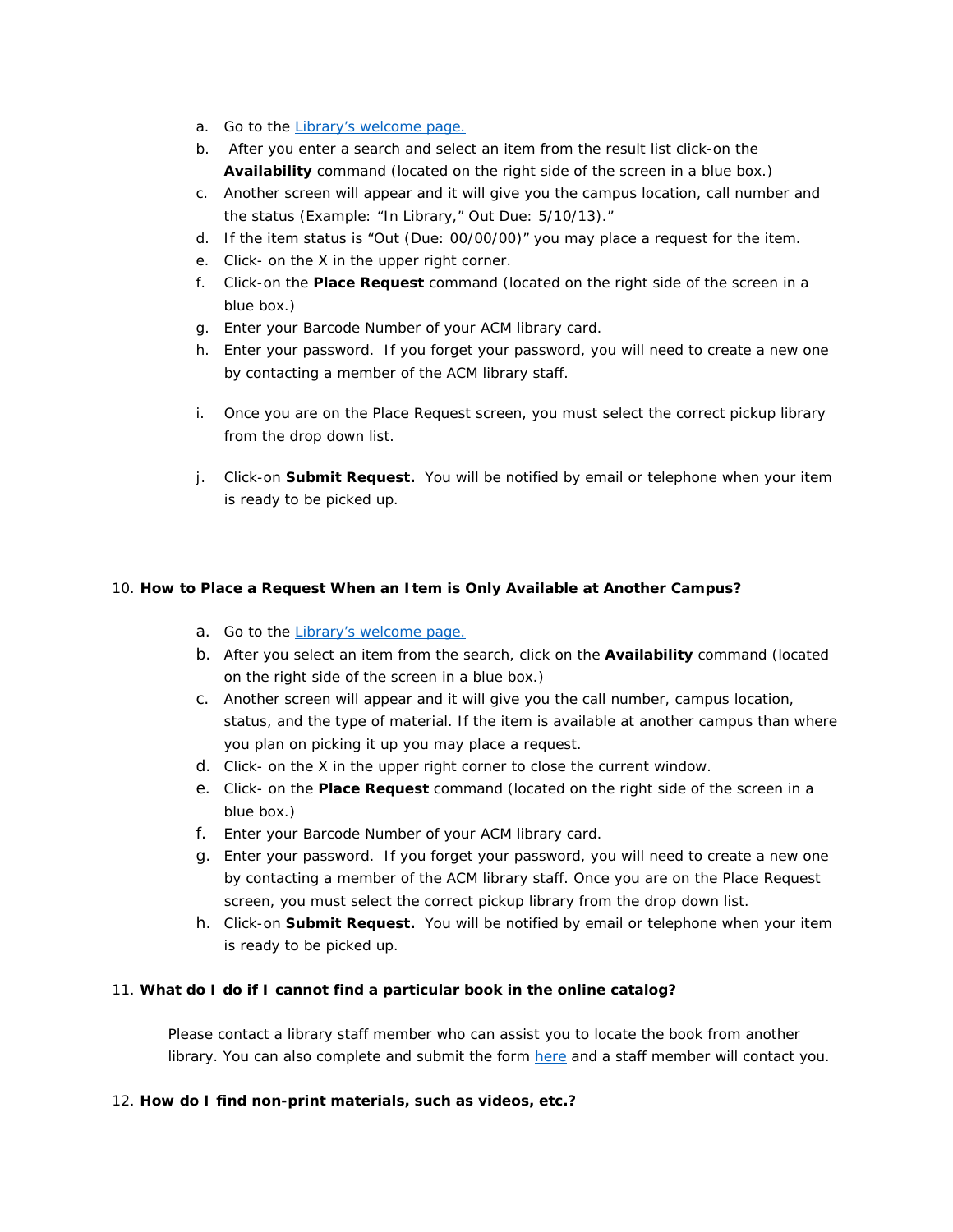a. Go to the [Library's welcome page.]()
b. After you enter a search and select an item from the result list click-on the **Availability** command (located on the right side of the screen in a blue box.)
c. Another screen will appear and it will give you the campus location, call number and the status (Example: "In Library," Out Due: 5/10/13)."
d. If the item status is "Out (Due: 00/00/00)" you may place a request for the item.
e. Click- on the X in the upper right corner.
f. Click-on the **Place Request** command (located on the right side of the screen in a blue box.)
g. Enter your Barcode Number of your ACM library card.
h. Enter your password. If you forget your password, you will need to create a new one by contacting a member of the ACM library staff.
i. Once you are on the Place Request screen, you must select the correct pickup library from the drop down list.
j. Click-on **Submit Request.** You will be notified by email or telephone when your item is ready to be picked up.

10. **How to Place a Request When an Item is Only Available at Another Campus?**

a. Go to the [Library's welcome page.]()
b. After you select an item from the search, click on the **Availability** command (located on the right side of the screen in a blue box.)
c. Another screen will appear and it will give you the call number, campus location, status, and the type of material. If the item is available at another campus than where you plan on picking it up you may place a request.
d. Click- on the X in the upper right corner to close the current window.
e. Click- on the **Place Request** command (located on the right side of the screen in a blue box.)
f. Enter your Barcode Number of your ACM library card.
g. Enter your password. If you forget your password, you will need to create a new one by contacting a member of the ACM library staff. Once you are on the Place Request screen, you must select the correct pickup library from the drop down list.
h. Click-on **Submit Request.** You will be notified by email or telephone when your item is ready to be picked up.

11. **What do I do if I cannot find a particular book in the online catalog?**

Please contact a library staff member who can assist you to locate the book from another library. You can also complete and submit the form [here]() and a staff member will contact you.

12. **How do I find non-print materials, such as videos, etc.?**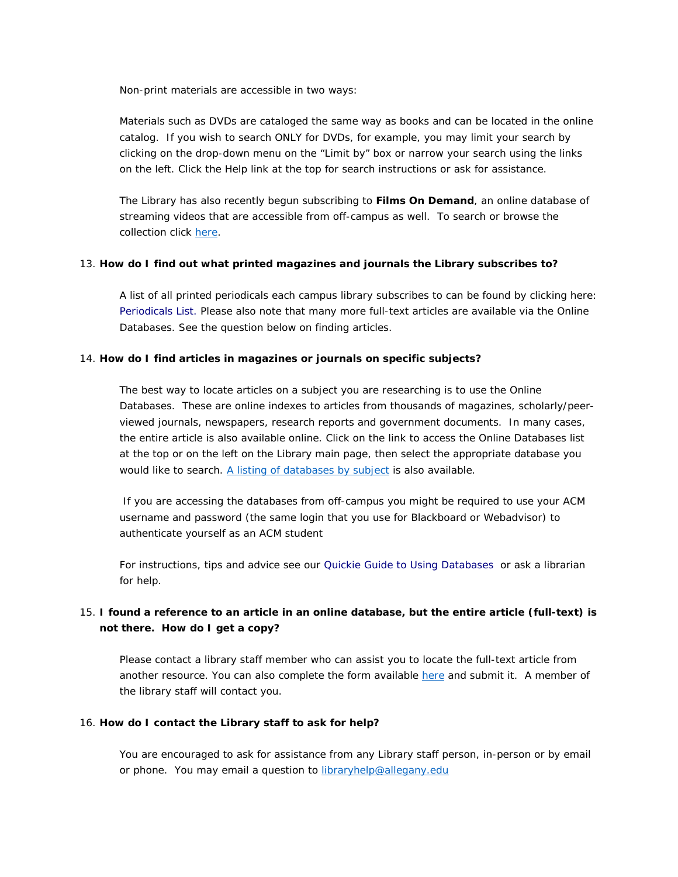Non-print materials are accessible in two ways:

Materials such as DVDs are cataloged the same way as books and can be located in the online catalog. If you wish to search ONLY for DVDs, for example, you may limit your search by clicking on the drop-down menu on the "Limit by" box or narrow your search using the links on the left. Click the Help link at the top for search instructions or ask for assistance.

The Library has also recently begun subscribing to **Films On Demand**, an online database of streaming videos that are accessible from off-campus as well. To search or browse the collection click here.

13. **How do I find out what printed magazines and journals the Library subscribes to?**

    A list of all printed periodicals each campus library subscribes to can be found by clicking here: Periodicals List. Please also note that many more full-text articles are available via the Online Databases. See the question below on finding articles.

14. **How do I find articles in magazines or journals on specific subjects?**

    The best way to locate articles on a subject you are researching is to use the Online Databases. These are online indexes to articles from thousands of magazines, scholarly/peer-viewed journals, newspapers, research reports and government documents. In many cases, the entire article is also available online. Click on the link to access the Online Databases list at the top or on the left on the Library main page, then select the appropriate database you would like to search. A listing of databases by subject is also available.

    If you are accessing the databases from off-campus you might be required to use your ACM username and password (the same login that you use for Blackboard or Webadvisor) to authenticate yourself as an ACM student

    For instructions, tips and advice see our Quickie Guide to Using Databases or ask a librarian for help.

15. **I found a reference to an article in an online database, but the entire article (full-text) is not there. How do I get a copy?**

    Please contact a library staff member who can assist you to locate the full-text article from another resource. You can also complete the form available here and submit it. A member of the library staff will contact you.

16. **How do I contact the Library staff to ask for help?**

    You are encouraged to ask for assistance from any Library staff person, in-person or by email or phone. You may email a question to libraryhelp@allegany.edu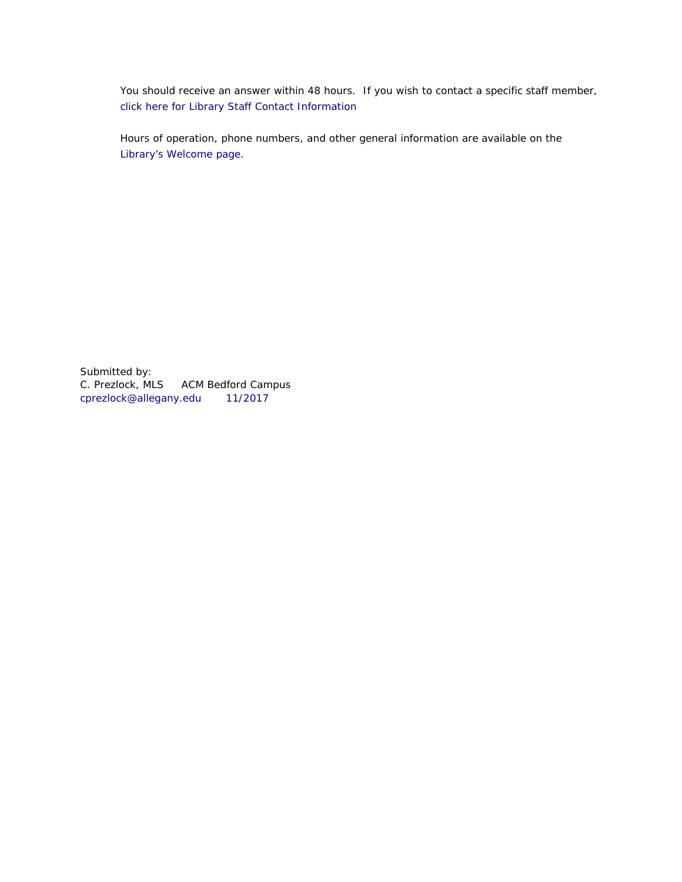You should receive an answer within 48 hours. If you wish to contact a specific staff member, click here for Library Staff Contact Information

Hours of operation, phone numbers, and other general information are available on the Library's Welcome page.

Submitted by:
C. Prezlock, MLS ACM Bedford Campus
cprezlock@allegany.edu 11/2017